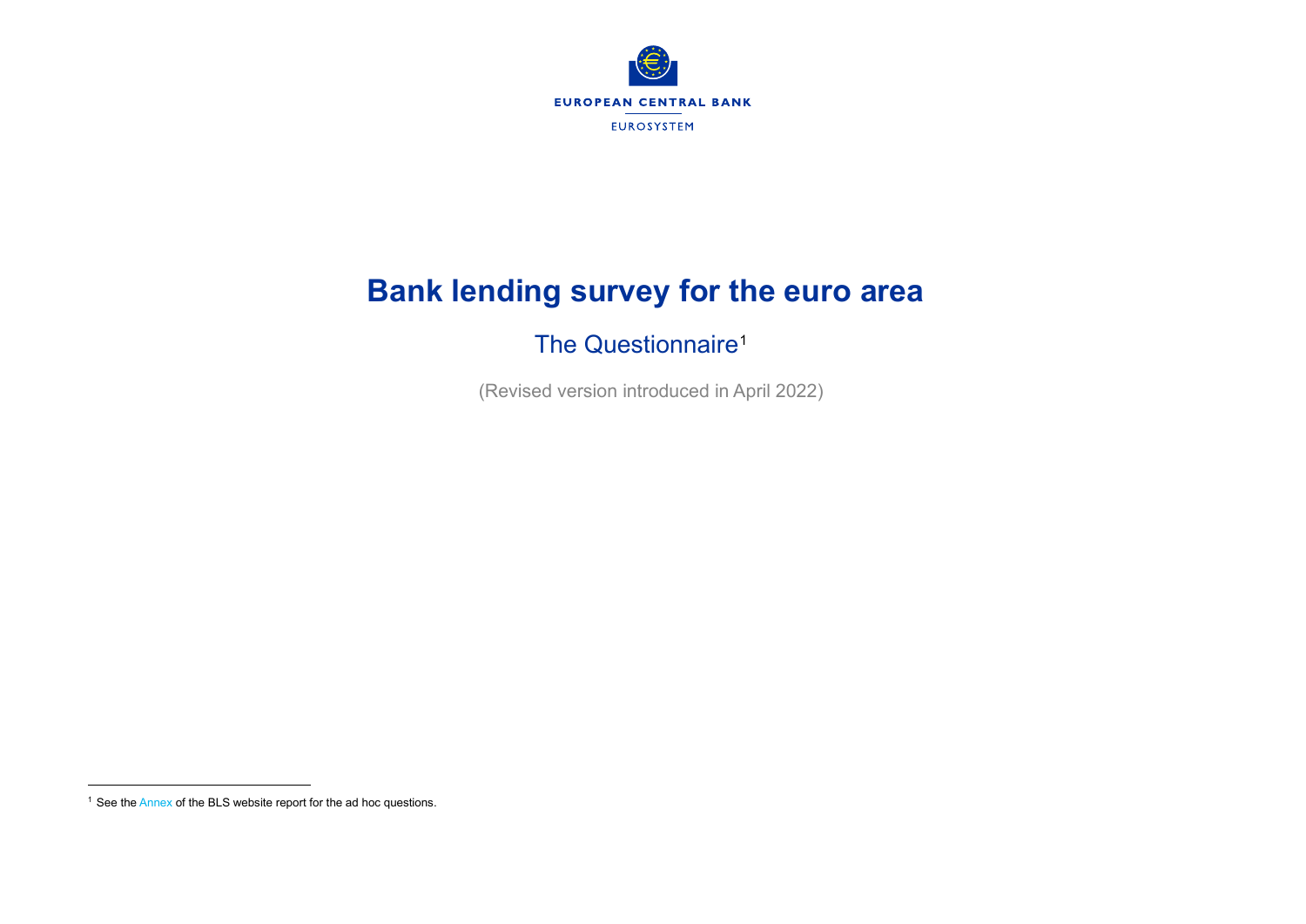EUROPEAN CENTRAL BANK

EUROSYSTEM

# Bank lending survey for the euro area

## The Questionnaire[1]

(Revised version introduced in April 2022)

[1] See the Annex of the BLS website report for the ad hoc questions.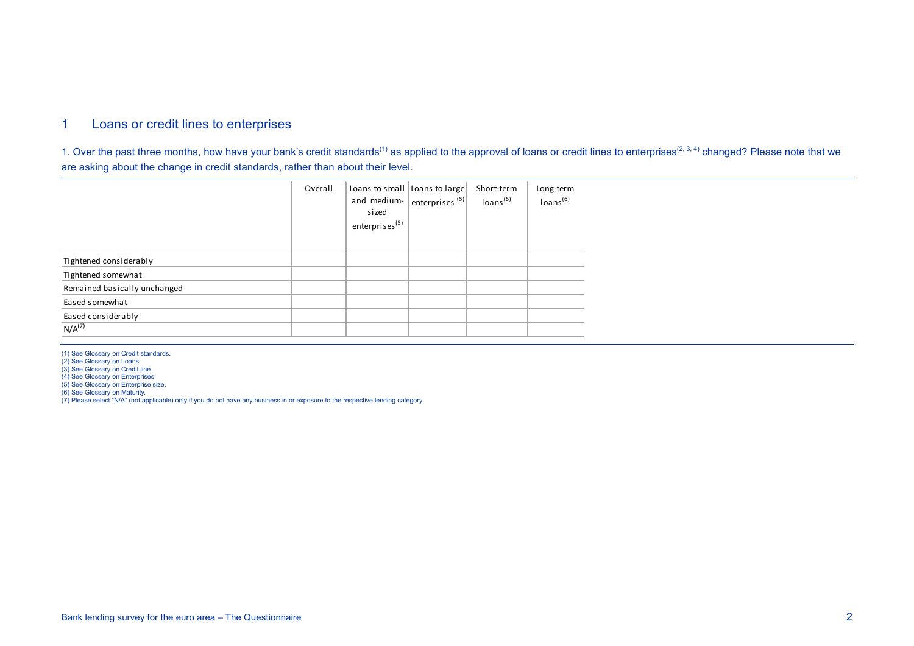## 1 Loans or credit lines to enterprises

1. Over the past three months, how have your bank's credit standards[1] as applied to the approval of loans or credit lines to enterprises[2, 3, 4] changed? Please note that we are asking about the change in credit standards, rather than about their level.

| | Overall | Loans to small and medium-sized enterprises[5] | Loans to large enterprises [5] | Short-term loans[6] | Long-term loans[6] |
|---|---|---|---|---|---|
| Tightened considerably | | | | | |
| Tightened somewhat | | | | | |
| Remained basically unchanged | | | | | |
| Eased somewhat | | | | | |
| Eased considerably | | | | | |
| N/A[7] | | | | | |

(1) See Glossary on Credit standards.
(2) See Glossary on Loans.
(3) See Glossary on Credit line.
(4) See Glossary on Enterprises.
(5) See Glossary on Enterprise size.
(6) See Glossary on Maturity.
(7) Please select "N/A" (not applicable) only if you do not have any business in or exposure to the respective lending category.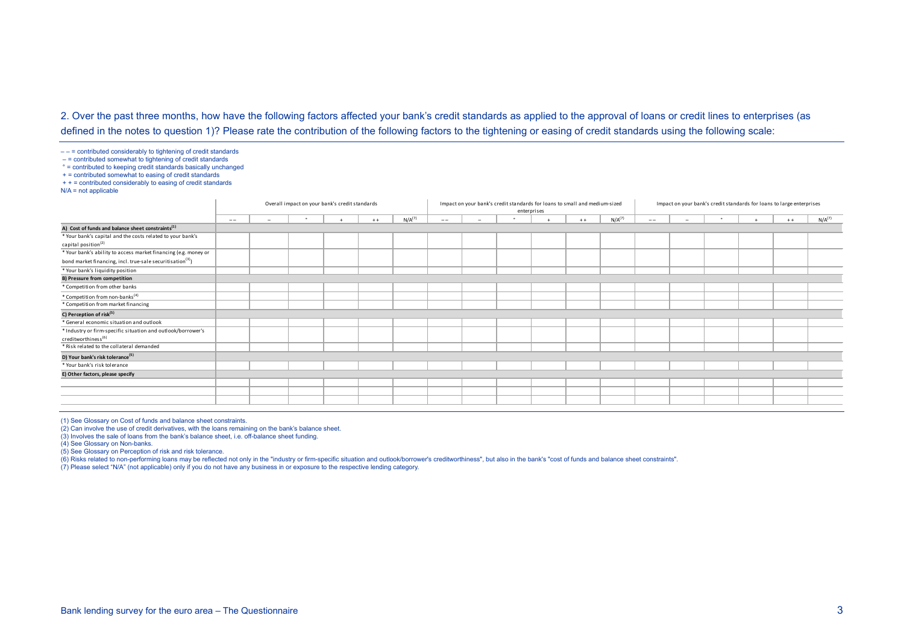2. Over the past three months, how have the following factors affected your bank's credit standards as applied to the approval of loans or credit lines to enterprises (as defined in the notes to question 1)? Please rate the contribution of the following factors to the tightening or easing of credit standards using the following scale:

– – = contributed considerably to tightening of credit standards
– = contributed somewhat to tightening of credit standards
° = contributed to keeping credit standards basically unchanged
+ = contributed somewhat to easing of credit standards
+ + = contributed considerably to easing of credit standards
N/A = not applicable

| | Overall impact on your bank's credit standards | | | | | | Impact on your bank's credit standards for loans to small and medium-sized enterprises | | | | | | Impact on your bank's credit standards for loans to large enterprises | | | | | |
|---|---|---|---|---|---|---|---|---|---|---|---|---|---|---|---|---|---|---|
| | – – | – | ° | + | + + | N/A[7] | – – | – | ° | + | + + | N/A[7] | – – | – | ° | + | + + | N/A[7] |
| **A) Cost of funds and balance sheet constraints[1]** | | | | | | | | | | | | | | | | | | |
| * Your bank's capital and the costs related to your bank's capital position[2] | | | | | | | | | | | | | | | | | | |
| * Your bank's ability to access market financing (e.g. money or bond market financing, incl. true-sale securitisation[3]) | | | | | | | | | | | | | | | | | | |
| * Your bank's liquidity position | | | | | | | | | | | | | | | | | | |
| **B) Pressure from competition** | | | | | | | | | | | | | | | | | | |
| * Competition from other banks | | | | | | | | | | | | | | | | | | |
| * Competition from non-banks[4] | | | | | | | | | | | | | | | | | | |
| * Competition from market financing | | | | | | | | | | | | | | | | | | |
| **C) Perception of risk[5]** | | | | | | | | | | | | | | | | | | |
| * General economic situation and outlook | | | | | | | | | | | | | | | | | | |
| * Industry or firm-specific situation and outlook/borrower's creditworthiness[6] | | | | | | | | | | | | | | | | | | |
| * Risk related to the collateral demanded | | | | | | | | | | | | | | | | | | |
| **D) Your bank's risk tolerance[5]** | | | | | | | | | | | | | | | | | | |
| * Your bank's risk tolerance | | | | | | | | | | | | | | | | | | |
| **E) Other factors, please specify** | | | | | | | | | | | | | | | | | | |
| | | | | | | | | | | | | | | | | | | |
| | | | | | | | | | | | | | | | | | | |
| | | | | | | | | | | | | | | | | | | |

(1) See Glossary on Cost of funds and balance sheet constraints.
(2) Can involve the use of credit derivatives, with the loans remaining on the bank's balance sheet.
(3) Involves the sale of loans from the bank's balance sheet, i.e. off-balance sheet funding.
(4) See Glossary on Non-banks.
(5) See Glossary on Perception of risk and risk tolerance.
(6) Risks related to non-performing loans may be reflected not only in the "industry or firm-specific situation and outlook/borrower's creditworthiness", but also in the bank's "cost of funds and balance sheet constraints".
(7) Please select "N/A" (not applicable) only if you do not have any business in or exposure to the respective lending category.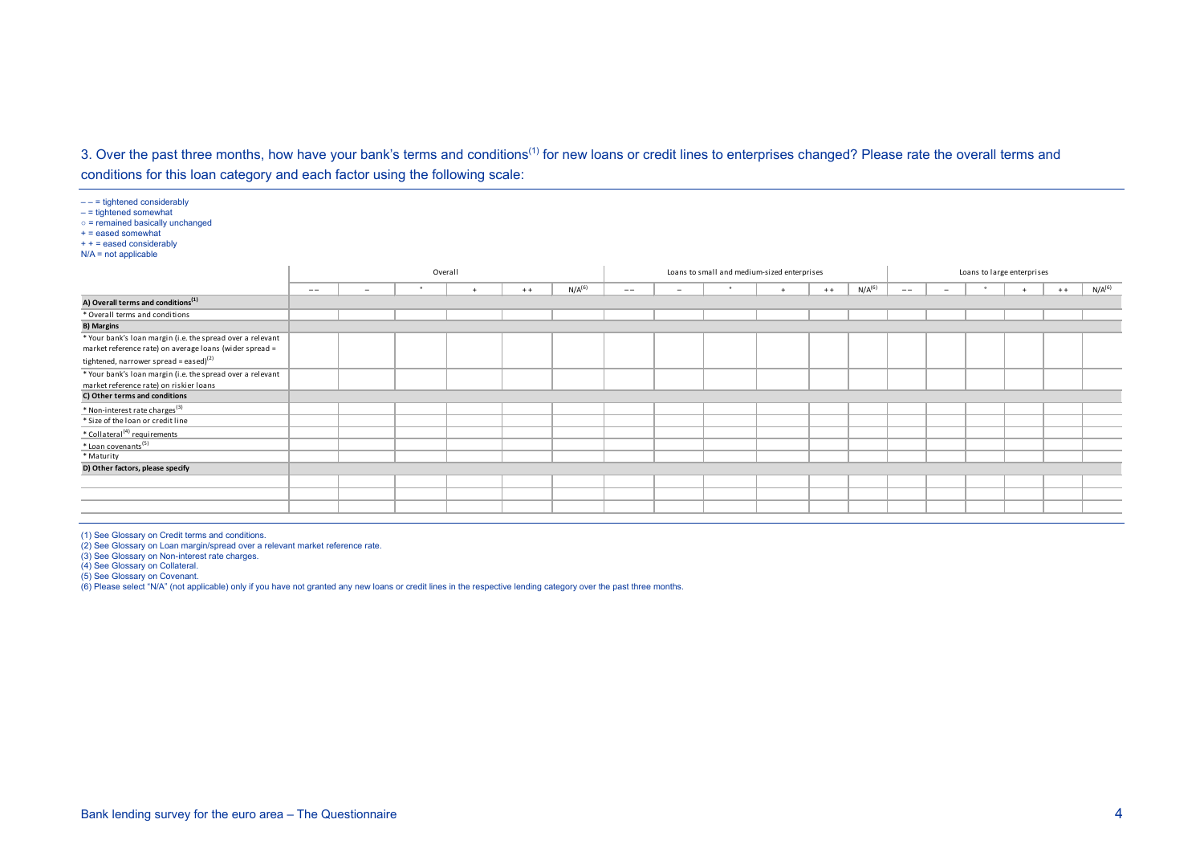3. Over the past three months, how have your bank's terms and conditions[1] for new loans or credit lines to enterprises changed? Please rate the overall terms and conditions for this loan category and each factor using the following scale:

– – = tightened considerably
– = tightened somewhat
○ = remained basically unchanged
+ = eased somewhat
+ + = eased considerably
N/A = not applicable

| | Overall | | | | | | Loans to small and medium-sized enterprises | | | | | | Loans to large enterprises | | | | | |
|---|---|---|---|---|---|---|---|---|---|---|---|---|---|---|---|---|---|---|
| | – – | – | ° | + | + + | N/A[6] | – – | – | ° | + | + + | N/A[6] | – – | – | ° | + | + + | N/A[6] |
| **A) Overall terms and conditions[1]** | | | | | | | | | | | | | | | | | | |
| * Overall terms and conditions | | | | | | | | | | | | | | | | | | |
| **B) Margins** | | | | | | | | | | | | | | | | | | |
| * Your bank's loan margin (i.e. the spread over a relevant market reference rate) on average loans (wider spread = tightened, narrower spread = eased)[2] | | | | | | | | | | | | | | | | | | |
| * Your bank's loan margin (i.e. the spread over a relevant market reference rate) on riskier loans | | | | | | | | | | | | | | | | | | |
| **C) Other terms and conditions** | | | | | | | | | | | | | | | | | | |
| * Non-interest rate charges[3] | | | | | | | | | | | | | | | | | | |
| * Size of the loan or credit line | | | | | | | | | | | | | | | | | | |
| * Collateral[4] requirements | | | | | | | | | | | | | | | | | | |
| * Loan covenants[5] | | | | | | | | | | | | | | | | | | |
| * Maturity | | | | | | | | | | | | | | | | | | |
| **D) Other factors, please specify** | | | | | | | | | | | | | | | | | | |
| | | | | | | | | | | | | | | | | | | |
| | | | | | | | | | | | | | | | | | | |
| | | | | | | | | | | | | | | | | | | |

(1) See Glossary on Credit terms and conditions.
(2) See Glossary on Loan margin/spread over a relevant market reference rate.
(3) See Glossary on Non-interest rate charges.
(4) See Glossary on Collateral.
(5) See Glossary on Covenant.
(6) Please select "N/A" (not applicable) only if you have not granted any new loans or credit lines in the respective lending category over the past three months.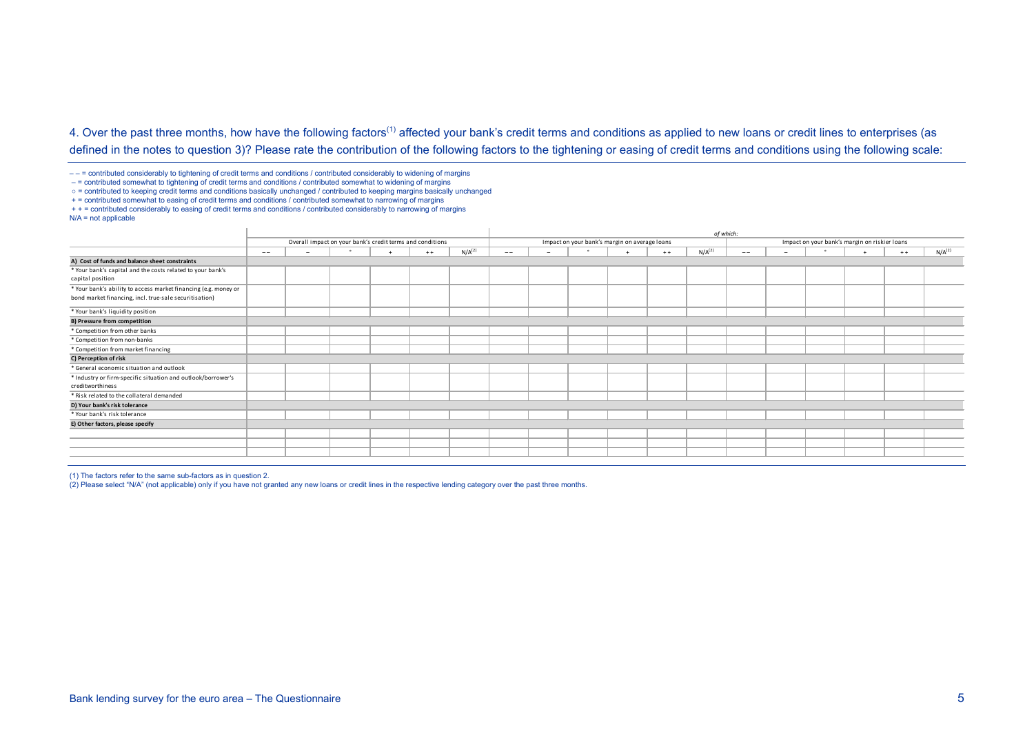4. Over the past three months, how have the following factors[1] affected your bank's credit terms and conditions as applied to new loans or credit lines to enterprises (as defined in the notes to question 3)? Please rate the contribution of the following factors to the tightening or easing of credit terms and conditions using the following scale:

– – = contributed considerably to tightening of credit terms and conditions / contributed considerably to widening of margins
– = contributed somewhat to tightening of credit terms and conditions / contributed somewhat to widening of margins
○ = contributed to keeping credit terms and conditions basically unchanged / contributed to keeping margins basically unchanged
+ = contributed somewhat to easing of credit terms and conditions / contributed somewhat to narrowing of margins
+ + = contributed considerably to easing of credit terms and conditions / contributed considerably to narrowing of margins
N/A = not applicable

| | Overall impact on your bank's credit terms and conditions | | | | | | *of which:* Impact on your bank's margin on average loans | | | | | | *of which:* Impact on your bank's margin on riskier loans | | | | | |
|---|---|---|---|---|---|---|---|---|---|---|---|---|---|---|---|---|---|---|
| | – – | – | ○ | + | + + | N/A[2] | – – | – | ○ | + | + + | N/A[2] | – – | – | ○ | + | + + | N/A[2] |
| **A) Cost of funds and balance sheet constraints** | | | | | | | | | | | | | | | | | | |
| * Your bank's capital and the costs related to your bank's capital position | | | | | | | | | | | | | | | | | | |
| * Your bank's ability to access market financing (e.g. money or bond market financing, incl. true-sale securitisation) | | | | | | | | | | | | | | | | | | |
| * Your bank's liquidity position | | | | | | | | | | | | | | | | | | |
| **B) Pressure from competition** | | | | | | | | | | | | | | | | | | |
| * Competition from other banks | | | | | | | | | | | | | | | | | | |
| * Competition from non-banks | | | | | | | | | | | | | | | | | | |
| * Competition from market financing | | | | | | | | | | | | | | | | | | |
| **C) Perception of risk** | | | | | | | | | | | | | | | | | | |
| * General economic situation and outlook | | | | | | | | | | | | | | | | | | |
| * Industry or firm-specific situation and outlook/borrower's creditworthiness | | | | | | | | | | | | | | | | | | |
| * Risk related to the collateral demanded | | | | | | | | | | | | | | | | | | |
| **D) Your bank's risk tolerance** | | | | | | | | | | | | | | | | | | |
| * Your bank's risk tolerance | | | | | | | | | | | | | | | | | | |
| **E) Other factors, please specify** | | | | | | | | | | | | | | | | | | |
| | | | | | | | | | | | | | | | | | | |
| | | | | | | | | | | | | | | | | | | |
| | | | | | | | | | | | | | | | | | | |

(1) The factors refer to the same sub-factors as in question 2.
(2) Please select "N/A" (not applicable) only if you have not granted any new loans or credit lines in the respective lending category over the past three months.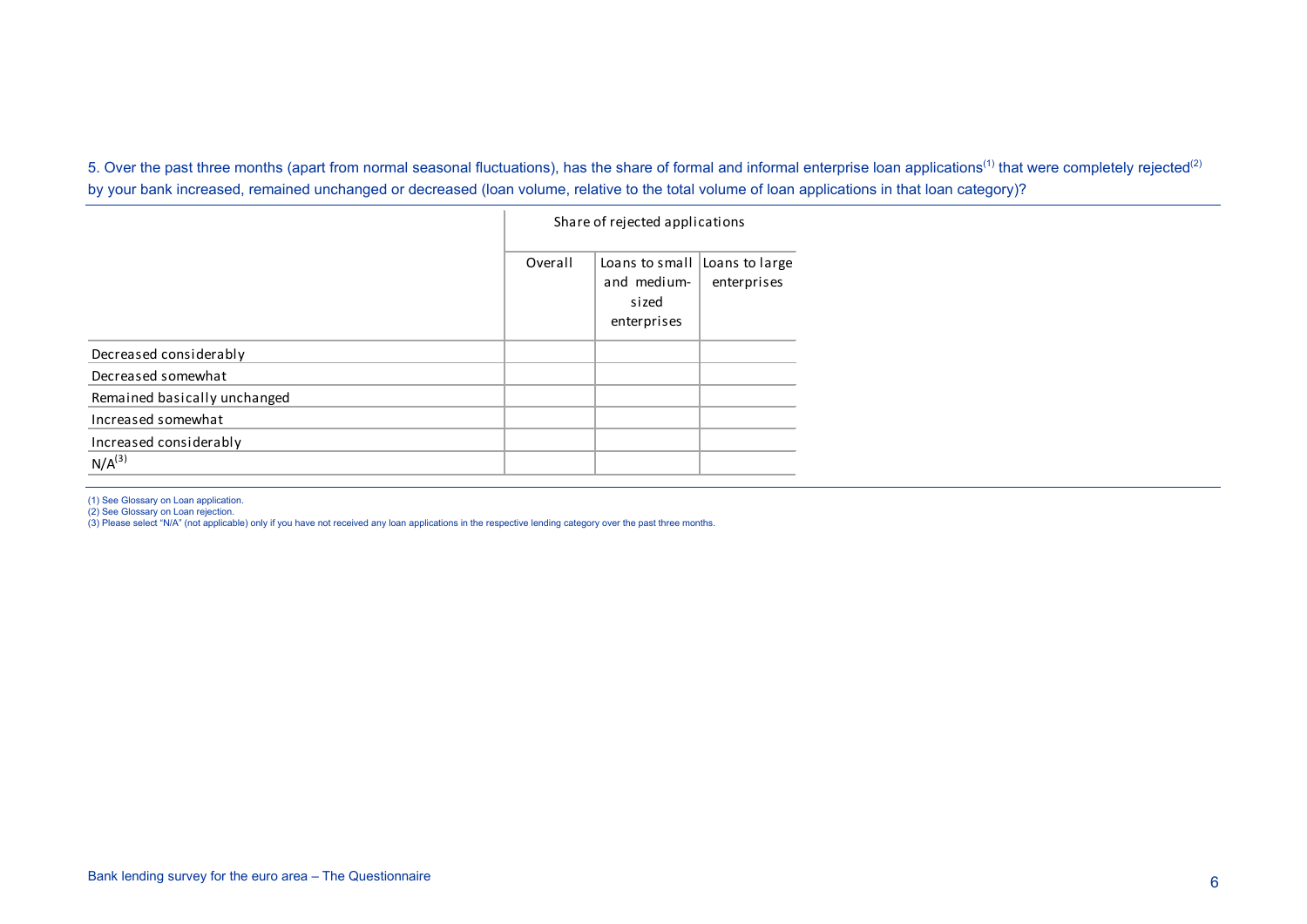5. Over the past three months (apart from normal seasonal fluctuations), has the share of formal and informal enterprise loan applications[1] that were completely rejected[2] by your bank increased, remained unchanged or decreased (loan volume, relative to the total volume of loan applications in that loan category)?

| | Share of rejected applications | | |
|---|---|---|---|
| | Overall | Loans to small and medium-sized enterprises | Loans to large enterprises |
| Decreased considerably | | | |
| Decreased somewhat | | | |
| Remained basically unchanged | | | |
| Increased somewhat | | | |
| Increased considerably | | | |
| N/A[3] | | | |

(1) See Glossary on Loan application.
(2) See Glossary on Loan rejection.
(3) Please select "N/A" (not applicable) only if you have not received any loan applications in the respective lending category over the past three months.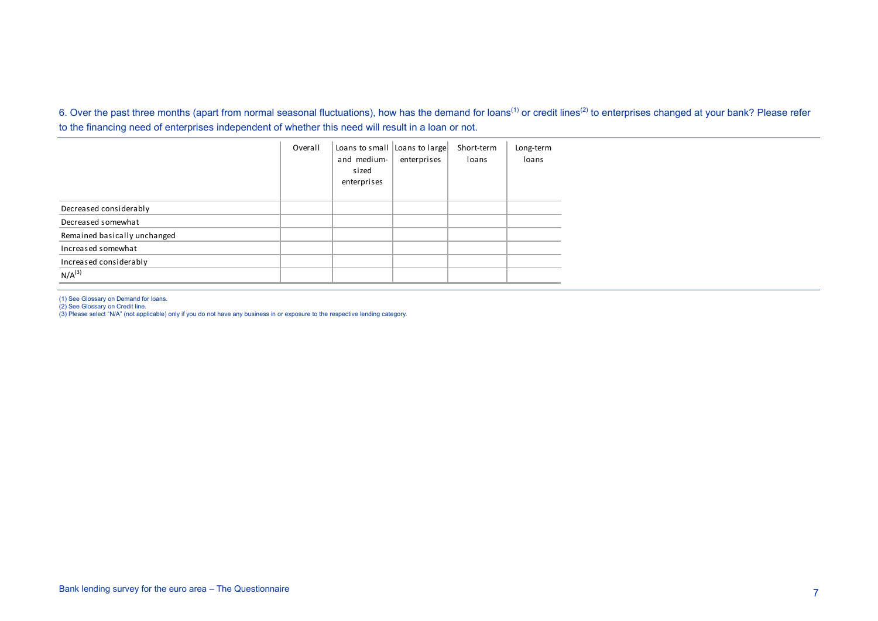6. Over the past three months (apart from normal seasonal fluctuations), how has the demand for loans[1] or credit lines[2] to enterprises changed at your bank? Please refer to the financing need of enterprises independent of whether this need will result in a loan or not.

| | Overall | Loans to small and medium-sized enterprises | Loans to large enterprises | Short-term loans | Long-term loans |
|---|---|---|---|---|---|
| Decreased considerably | | | | | |
| Decreased somewhat | | | | | |
| Remained basically unchanged | | | | | |
| Increased somewhat | | | | | |
| Increased considerably | | | | | |
| N/A[3] | | | | | |

(1) See Glossary on Demand for loans.
(2) See Glossary on Credit line.
(3) Please select "N/A" (not applicable) only if you do not have any business in or exposure to the respective lending category.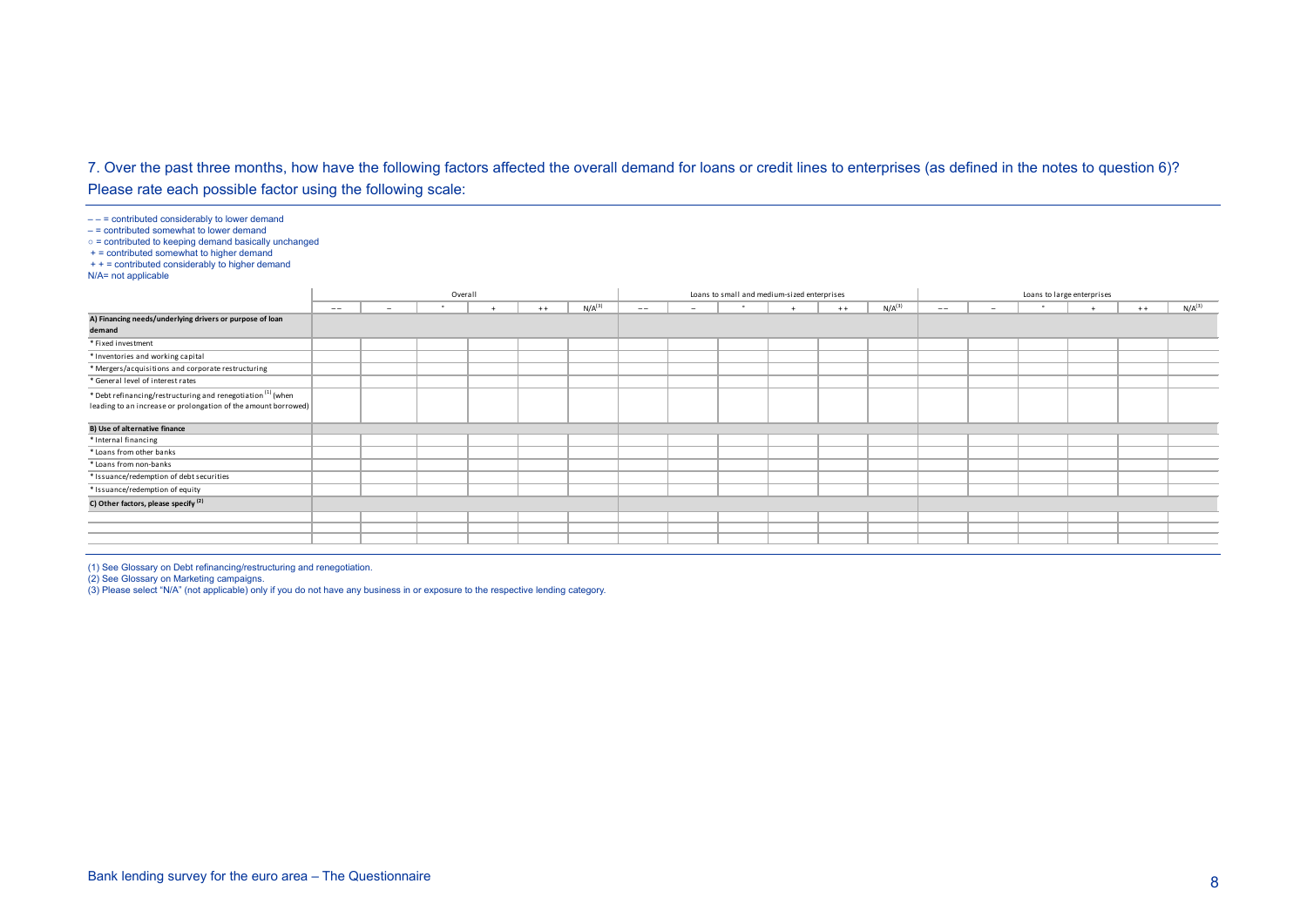7. Over the past three months, how have the following factors affected the overall demand for loans or credit lines to enterprises (as defined in the notes to question 6)? Please rate each possible factor using the following scale:

– – = contributed considerably to lower demand
– = contributed somewhat to lower demand
○ = contributed to keeping demand basically unchanged
+ = contributed somewhat to higher demand
+ + = contributed considerably to higher demand
N/A= not applicable

| | Overall | | | | | | Loans to small and medium-sized enterprises | | | | | | Loans to large enterprises | | | | | |
|---|---|---|---|---|---|---|---|---|---|---|---|---|---|---|---|---|---|---|
| | – – | – | ° | + | + + | N/A[3] | – – | – | ° | + | + + | N/A[3] | – – | – | ° | + | + + | N/A[3] |
| **A) Financing needs/underlying drivers or purpose of loan demand** | | | | | | | | | | | | | | | | | | |
| * Fixed investment | | | | | | | | | | | | | | | | | | |
| * Inventories and working capital | | | | | | | | | | | | | | | | | | |
| * Mergers/acquisitions and corporate restructuring | | | | | | | | | | | | | | | | | | |
| * General level of interest rates | | | | | | | | | | | | | | | | | | |
| * Debt refinancing/restructuring and renegotiation [1] (when leading to an increase or prolongation of the amount borrowed) | | | | | | | | | | | | | | | | | | |
| **B) Use of alternative finance** | | | | | | | | | | | | | | | | | | |
| * Internal financing | | | | | | | | | | | | | | | | | | |
| * Loans from other banks | | | | | | | | | | | | | | | | | | |
| * Loans from non-banks | | | | | | | | | | | | | | | | | | |
| * Issuance/redemption of debt securities | | | | | | | | | | | | | | | | | | |
| * Issuance/redemption of equity | | | | | | | | | | | | | | | | | | |
| **C) Other factors, please specify [2]** | | | | | | | | | | | | | | | | | | |
| | | | | | | | | | | | | | | | | | | |
| | | | | | | | | | | | | | | | | | | |
| | | | | | | | | | | | | | | | | | | |

(1) See Glossary on Debt refinancing/restructuring and renegotiation.
(2) See Glossary on Marketing campaigns.
(3) Please select "N/A" (not applicable) only if you do not have any business in or exposure to the respective lending category.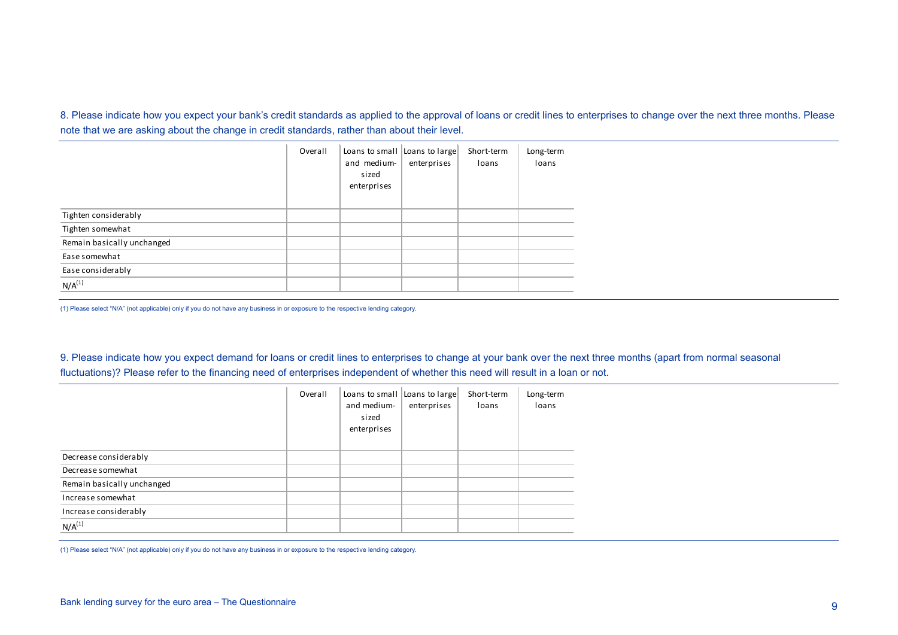8. Please indicate how you expect your bank's credit standards as applied to the approval of loans or credit lines to enterprises to change over the next three months. Please note that we are asking about the change in credit standards, rather than about their level.

| | Overall | Loans to small and medium-sized enterprises | Loans to large enterprises | Short-term loans | Long-term loans |
|---|---|---|---|---|---|
| Tighten considerably | | | | | |
| Tighten somewhat | | | | | |
| Remain basically unchanged | | | | | |
| Ease somewhat | | | | | |
| Ease considerably | | | | | |
| N/A[(1)] | | | | | |

(1) Please select "N/A" (not applicable) only if you do not have any business in or exposure to the respective lending category.

9. Please indicate how you expect demand for loans or credit lines to enterprises to change at your bank over the next three months (apart from normal seasonal fluctuations)? Please refer to the financing need of enterprises independent of whether this need will result in a loan or not.

| | Overall | Loans to small and medium-sized enterprises | Loans to large enterprises | Short-term loans | Long-term loans |
|---|---|---|---|---|---|
| Decrease considerably | | | | | |
| Decrease somewhat | | | | | |
| Remain basically unchanged | | | | | |
| Increase somewhat | | | | | |
| Increase considerably | | | | | |
| N/A[(1)] | | | | | |

(1) Please select "N/A" (not applicable) only if you do not have any business in or exposure to the respective lending category.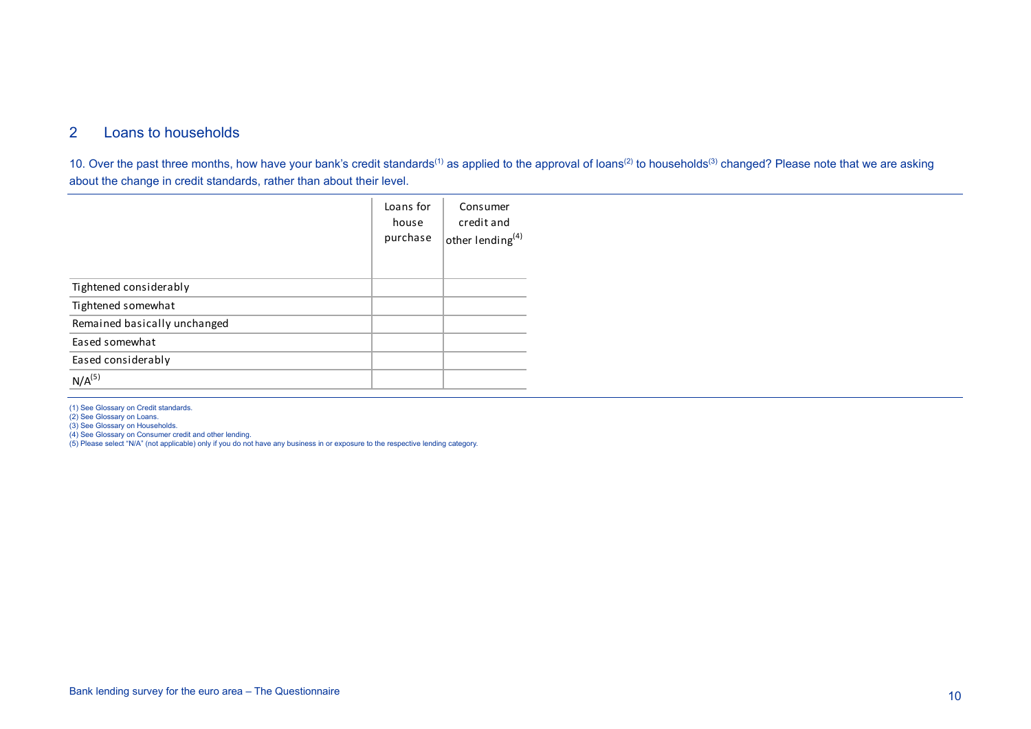## 2 Loans to households

10. Over the past three months, how have your bank's credit standards[1] as applied to the approval of loans[2] to households[3] changed? Please note that we are asking about the change in credit standards, rather than about their level.

| | Loans for house purchase | Consumer credit and other lending[4] |
|---|---|---|
| Tightened considerably | | |
| Tightened somewhat | | |
| Remained basically unchanged | | |
| Eased somewhat | | |
| Eased considerably | | |
| N/A[5] | | |

(1) See Glossary on Credit standards.
(2) See Glossary on Loans.
(3) See Glossary on Households.
(4) See Glossary on Consumer credit and other lending.
(5) Please select "N/A" (not applicable) only if you do not have any business in or exposure to the respective lending category.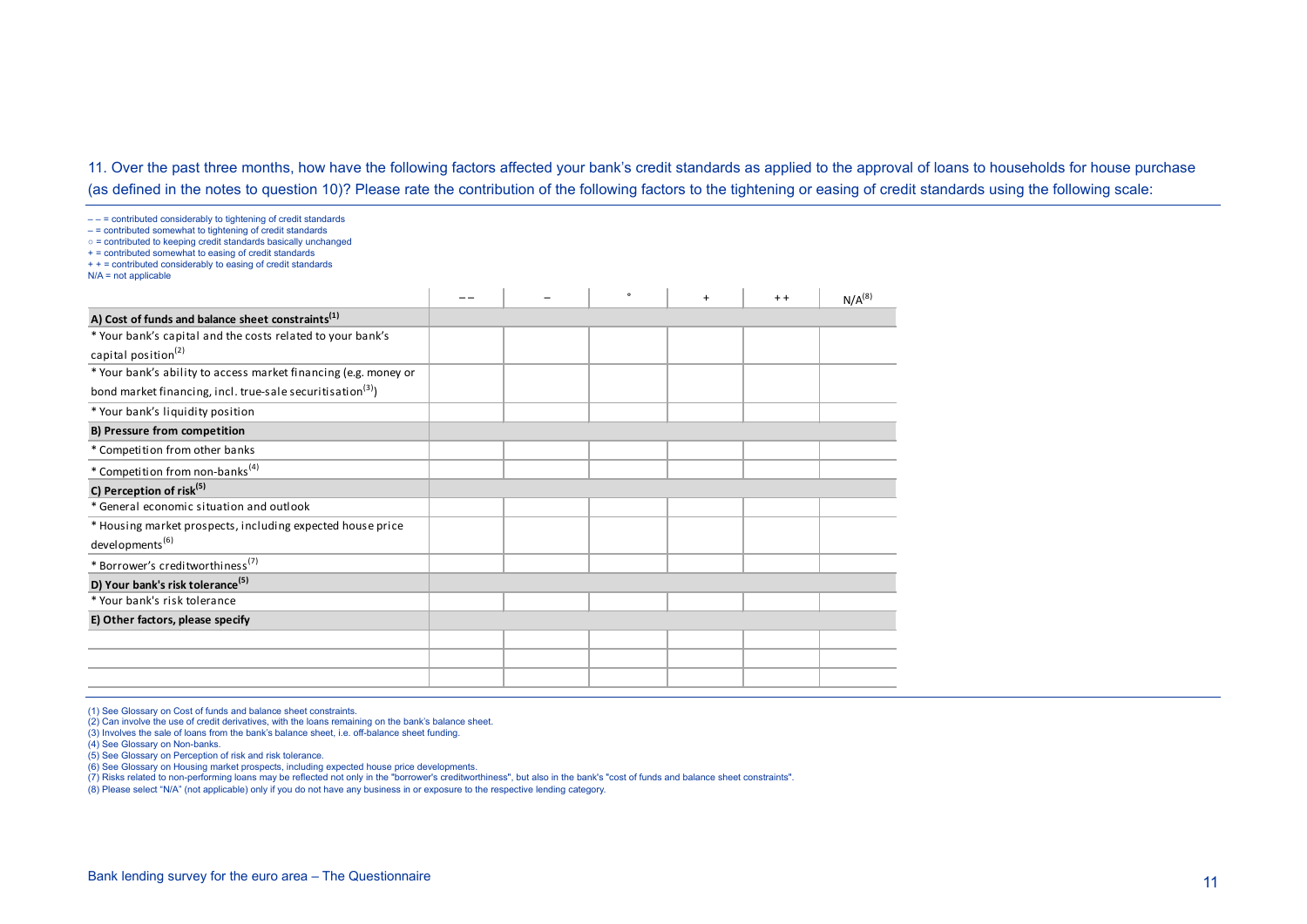11. Over the past three months, how have the following factors affected your bank's credit standards as applied to the approval of loans to households for house purchase (as defined in the notes to question 10)? Please rate the contribution of the following factors to the tightening or easing of credit standards using the following scale:

– – = contributed considerably to tightening of credit standards
– = contributed somewhat to tightening of credit standards
○ = contributed to keeping credit standards basically unchanged
+ = contributed somewhat to easing of credit standards
+ + = contributed considerably to easing of credit standards
N/A = not applicable

| | – – | – | ° | + | + + | N/A[8] |
|---|---|---|---|---|---|---|
| **A) Cost of funds and balance sheet constraints[1]** | | | | | | |
| * Your bank's capital and the costs related to your bank's capital position[2] | | | | | | |
| * Your bank's ability to access market financing (e.g. money or bond market financing, incl. true-sale securitisation[3]) | | | | | | |
| * Your bank's liquidity position | | | | | | |
| **B) Pressure from competition** | | | | | | |
| * Competition from other banks | | | | | | |
| * Competition from non-banks[4] | | | | | | |
| **C) Perception of risk[5]** | | | | | | |
| * General economic situation and outlook | | | | | | |
| * Housing market prospects, including expected house price developments[6] | | | | | | |
| * Borrower's creditworthiness[7] | | | | | | |
| **D) Your bank's risk tolerance[5]** | | | | | | |
| * Your bank's risk tolerance | | | | | | |
| **E) Other factors, please specify** | | | | | | |
| | | | | | | |
| | | | | | | |
| | | | | | | |

(1) See Glossary on Cost of funds and balance sheet constraints.
(2) Can involve the use of credit derivatives, with the loans remaining on the bank's balance sheet.
(3) Involves the sale of loans from the bank's balance sheet, i.e. off-balance sheet funding.
(4) See Glossary on Non-banks.
(5) See Glossary on Perception of risk and risk tolerance.
(6) See Glossary on Housing market prospects, including expected house price developments.
(7) Risks related to non-performing loans may be reflected not only in the "borrower's creditworthiness", but also in the bank's "cost of funds and balance sheet constraints".
(8) Please select "N/A" (not applicable) only if you do not have any business in or exposure to the respective lending category.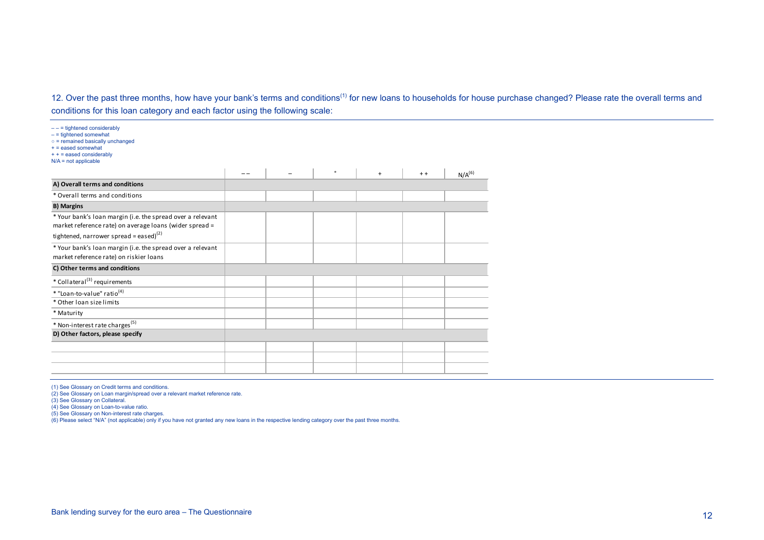12. Over the past three months, how have your bank's terms and conditions[1] for new loans to households for house purchase changed? Please rate the overall terms and conditions for this loan category and each factor using the following scale:

– – = tightened considerably
– = tightened somewhat
○ = remained basically unchanged
+ = eased somewhat
+ + = eased considerably
N/A = not applicable

| | – – | – | ° | + | + + | N/A[6] |
|---|---|---|---|---|---|---|
| **A) Overall terms and conditions** | | | | | | |
| * Overall terms and conditions | | | | | | |
| **B) Margins** | | | | | | |
| * Your bank's loan margin (i.e. the spread over a relevant market reference rate) on average loans (wider spread = tightened, narrower spread = eased)[2] | | | | | | |
| * Your bank's loan margin (i.e. the spread over a relevant market reference rate) on riskier loans | | | | | | |
| **C) Other terms and conditions** | | | | | | |
| * Collateral[3] requirements | | | | | | |
| * "Loan-to-value" ratio[4] | | | | | | |
| * Other loan size limits | | | | | | |
| * Maturity | | | | | | |
| * Non-interest rate charges[5] | | | | | | |
| **D) Other factors, please specify** | | | | | | |
| | | | | | | |
| | | | | | | |
| | | | | | | |

(1) See Glossary on Credit terms and conditions.
(2) See Glossary on Loan margin/spread over a relevant market reference rate.
(3) See Glossary on Collateral.
(4) See Glossary on Loan-to-value ratio.
(5) See Glossary on Non-interest rate charges.
(6) Please select "N/A" (not applicable) only if you have not granted any new loans in the respective lending category over the past three months.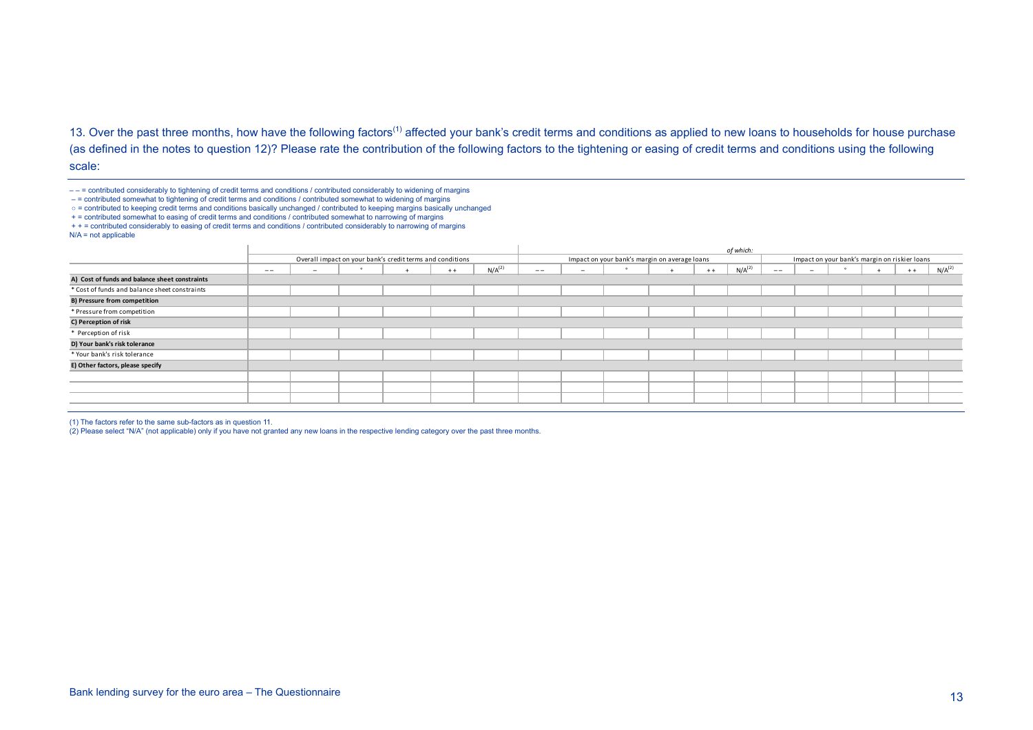13. Over the past three months, how have the following factors[1] affected your bank's credit terms and conditions as applied to new loans to households for house purchase (as defined in the notes to question 12)? Please rate the contribution of the following factors to the tightening or easing of credit terms and conditions using the following scale:

– – = contributed considerably to tightening of credit terms and conditions / contributed considerably to widening of margins
– = contributed somewhat to tightening of credit terms and conditions / contributed somewhat to widening of margins
○ = contributed to keeping credit terms and conditions basically unchanged / contributed to keeping margins basically unchanged
+ = contributed somewhat to easing of credit terms and conditions / contributed somewhat to narrowing of margins
+ + = contributed considerably to easing of credit terms and conditions / contributed considerably to narrowing of margins
N/A = not applicable

| | Overall impact on your bank's credit terms and conditions | | | | | | *of which:* Impact on your bank's margin on average loans | | | | | | Impact on your bank's margin on riskier loans | | | | | |
|---|---|---|---|---|---|---|---|---|---|---|---|---|---|---|---|---|---|---|
| | – – | – | ° | + | + + | N/A[2] | – – | – | ° | + | + + | N/A[2] | – – | – | ° | + | + + | N/A[2] |
| **A) Cost of funds and balance sheet constraints** | | | | | | | | | | | | | | | | | | |
| * Cost of funds and balance sheet constraints | | | | | | | | | | | | | | | | | | |
| **B) Pressure from competition** | | | | | | | | | | | | | | | | | | |
| * Pressure from competition | | | | | | | | | | | | | | | | | | |
| **C) Perception of risk** | | | | | | | | | | | | | | | | | | |
| * Perception of risk | | | | | | | | | | | | | | | | | | |
| **D) Your bank's risk tolerance** | | | | | | | | | | | | | | | | | | |
| * Your bank's risk tolerance | | | | | | | | | | | | | | | | | | |
| **E) Other factors, please specify** | | | | | | | | | | | | | | | | | | |
| | | | | | | | | | | | | | | | | | | |
| | | | | | | | | | | | | | | | | | | |
| | | | | | | | | | | | | | | | | | | |

(1) The factors refer to the same sub-factors as in question 11.
(2) Please select "N/A" (not applicable) only if you have not granted any new loans in the respective lending category over the past three months.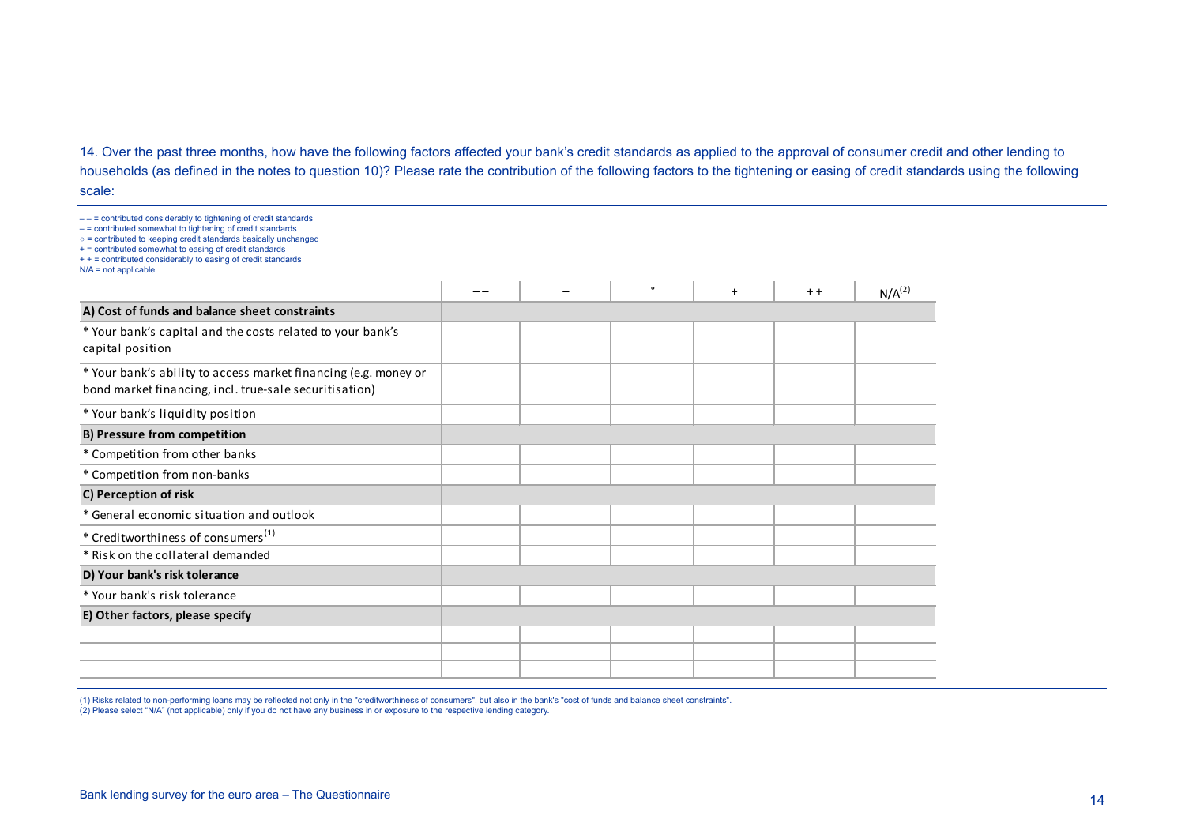14. Over the past three months, how have the following factors affected your bank's credit standards as applied to the approval of consumer credit and other lending to households (as defined in the notes to question 10)? Please rate the contribution of the following factors to the tightening or easing of credit standards using the following scale:

– – = contributed considerably to tightening of credit standards
– = contributed somewhat to tightening of credit standards
○ = contributed to keeping credit standards basically unchanged
+ = contributed somewhat to easing of credit standards
+ + = contributed considerably to easing of credit standards
N/A = not applicable

| | – – | – | ° | + | + + | N/A[2] |
|---|---|---|---|---|---|---|
| **A) Cost of funds and balance sheet constraints** | | | | | | |
| * Your bank's capital and the costs related to your bank's capital position | | | | | | |
| * Your bank's ability to access market financing (e.g. money or bond market financing, incl. true-sale securitisation) | | | | | | |
| * Your bank's liquidity position | | | | | | |
| **B) Pressure from competition** | | | | | | |
| * Competition from other banks | | | | | | |
| * Competition from non-banks | | | | | | |
| **C) Perception of risk** | | | | | | |
| * General economic situation and outlook | | | | | | |
| * Creditworthiness of consumers[1] | | | | | | |
| * Risk on the collateral demanded | | | | | | |
| **D) Your bank's risk tolerance** | | | | | | |
| * Your bank's risk tolerance | | | | | | |
| **E) Other factors, please specify** | | | | | | |
| | | | | | | |
| | | | | | | |
| | | | | | | |

(1) Risks related to non-performing loans may be reflected not only in the "creditworthiness of consumers", but also in the bank's "cost of funds and balance sheet constraints".
(2) Please select "N/A" (not applicable) only if you do not have any business in or exposure to the respective lending category.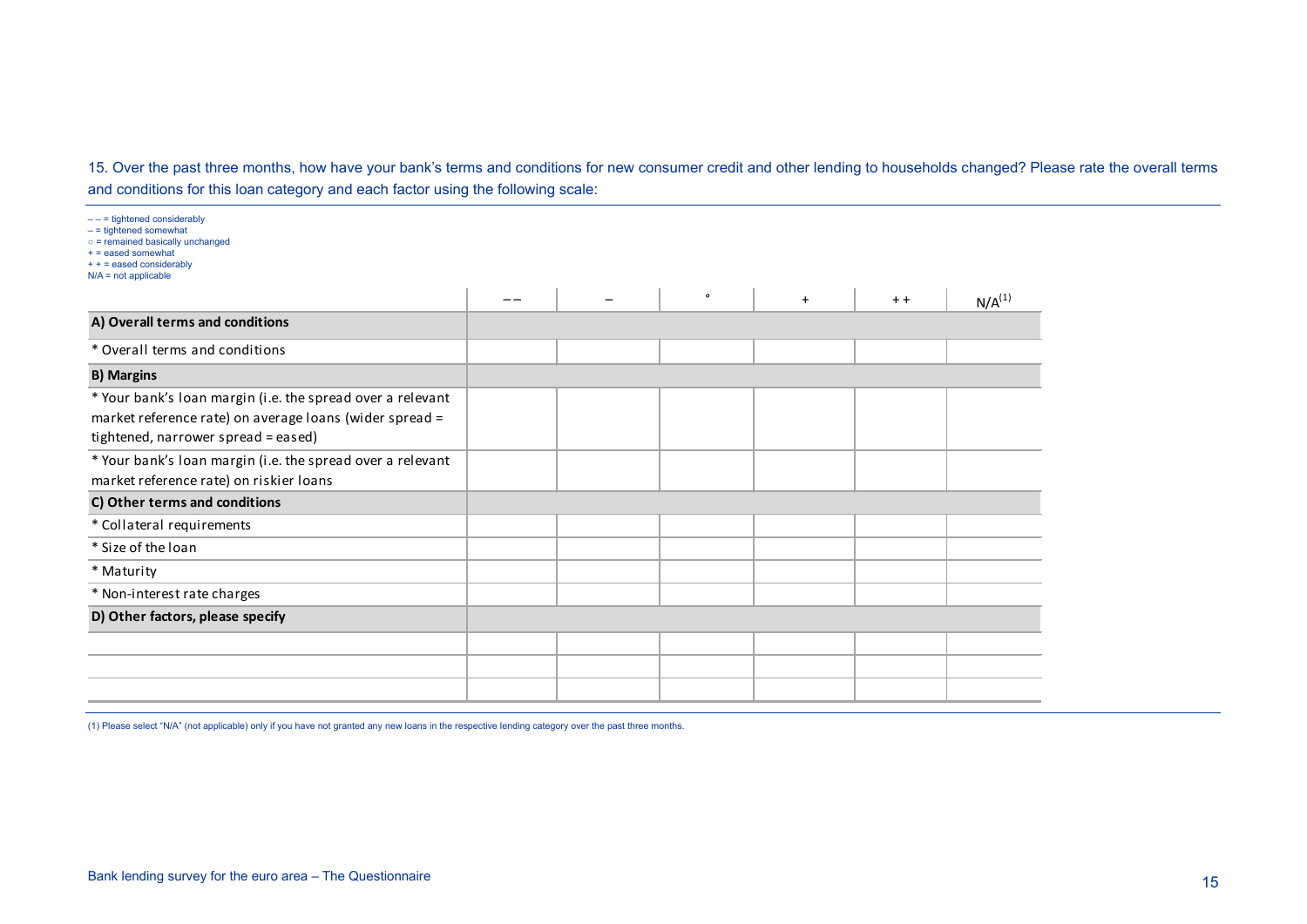15. Over the past three months, how have your bank's terms and conditions for new consumer credit and other lending to households changed? Please rate the overall terms and conditions for this loan category and each factor using the following scale:

– – = tightened considerably
– = tightened somewhat
○ = remained basically unchanged
+ = eased somewhat
+ + = eased considerably
N/A = not applicable

| | – – | – | ° | + | + + | N/A[1] |
|---|---|---|---|---|---|---|
| **A) Overall terms and conditions** | | | | | | |
| * Overall terms and conditions | | | | | | |
| **B) Margins** | | | | | | |
| * Your bank's loan margin (i.e. the spread over a relevant market reference rate) on average loans (wider spread = tightened, narrower spread = eased) | | | | | | |
| * Your bank's loan margin (i.e. the spread over a relevant market reference rate) on riskier loans | | | | | | |
| **C) Other terms and conditions** | | | | | | |
| * Collateral requirements | | | | | | |
| * Size of the loan | | | | | | |
| * Maturity | | | | | | |
| * Non-interest rate charges | | | | | | |
| **D) Other factors, please specify** | | | | | | |
| | | | | | | |
| | | | | | | |
| | | | | | | |

(1) Please select "N/A" (not applicable) only if you have not granted any new loans in the respective lending category over the past three months.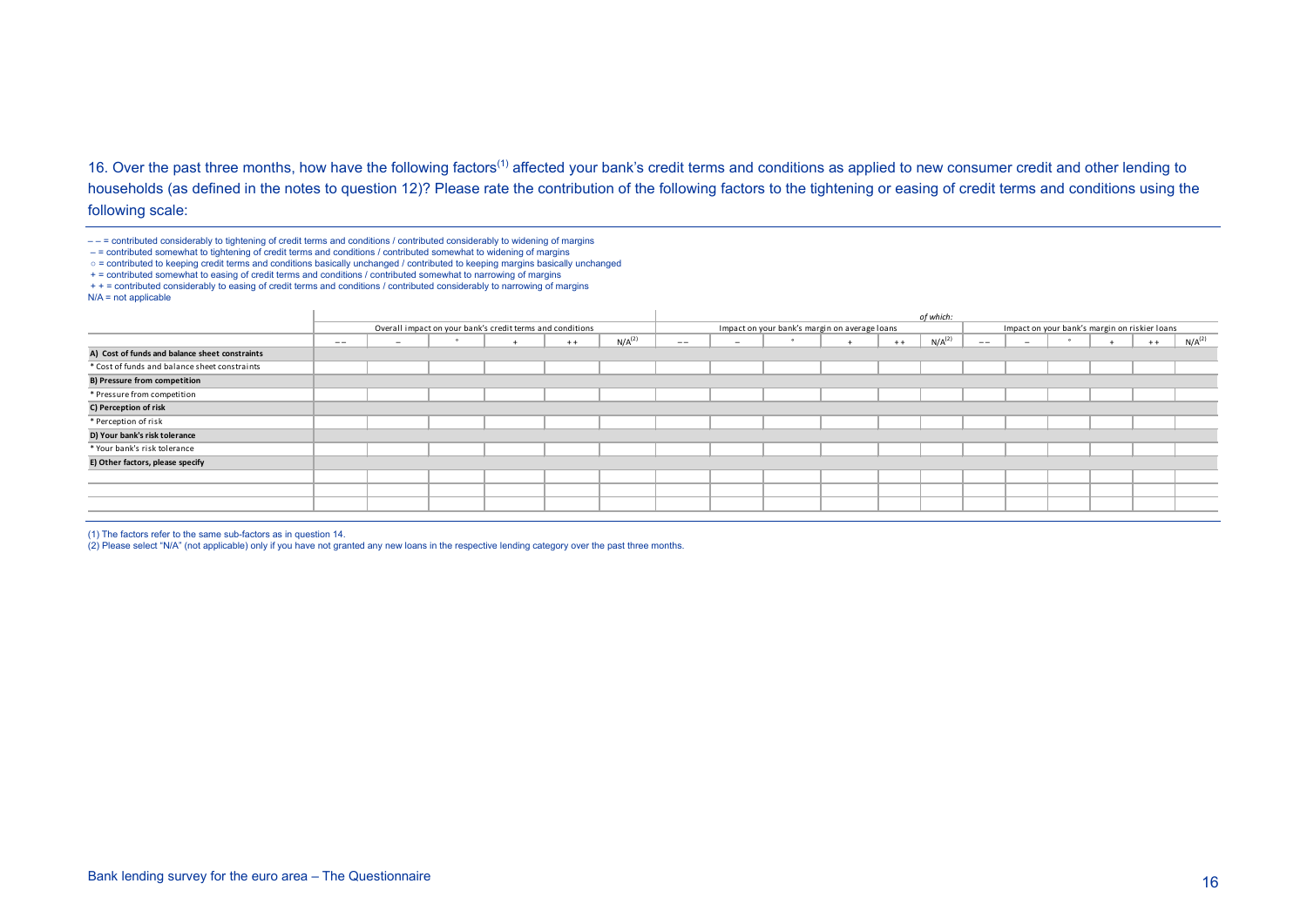16. Over the past three months, how have the following factors[1] affected your bank's credit terms and conditions as applied to new consumer credit and other lending to households (as defined in the notes to question 12)? Please rate the contribution of the following factors to the tightening or easing of credit terms and conditions using the following scale:

– – = contributed considerably to tightening of credit terms and conditions / contributed considerably to widening of margins
– = contributed somewhat to tightening of credit terms and conditions / contributed somewhat to widening of margins
○ = contributed to keeping credit terms and conditions basically unchanged / contributed to keeping margins basically unchanged
+ = contributed somewhat to easing of credit terms and conditions / contributed somewhat to narrowing of margins
+ + = contributed considerably to easing of credit terms and conditions / contributed considerably to narrowing of margins
N/A = not applicable

| | Overall impact on your bank's credit terms and conditions | | | | | | *of which:* Impact on your bank's margin on average loans | | | | | | Impact on your bank's margin on riskier loans | | | | | |
|---|---|---|---|---|---|---|---|---|---|---|---|---|---|---|---|---|---|---|
| | – – | – | ° | + | + + | N/A[2] | – – | – | ° | + | + + | N/A[2] | – – | – | ° | + | + + | N/A[2] |
| **A) Cost of funds and balance sheet constraints** | | | | | | | | | | | | | | | | | | |
| * Cost of funds and balance sheet constraints | | | | | | | | | | | | | | | | | | |
| **B) Pressure from competition** | | | | | | | | | | | | | | | | | | |
| * Pressure from competition | | | | | | | | | | | | | | | | | | |
| **C) Perception of risk** | | | | | | | | | | | | | | | | | | |
| * Perception of risk | | | | | | | | | | | | | | | | | | |
| **D) Your bank's risk tolerance** | | | | | | | | | | | | | | | | | | |
| * Your bank's risk tolerance | | | | | | | | | | | | | | | | | | |
| **E) Other factors, please specify** | | | | | | | | | | | | | | | | | | |
| | | | | | | | | | | | | | | | | | | |
| | | | | | | | | | | | | | | | | | | |
| | | | | | | | | | | | | | | | | | | |

(1) The factors refer to the same sub-factors as in question 14.
(2) Please select "N/A" (not applicable) only if you have not granted any new loans in the respective lending category over the past three months.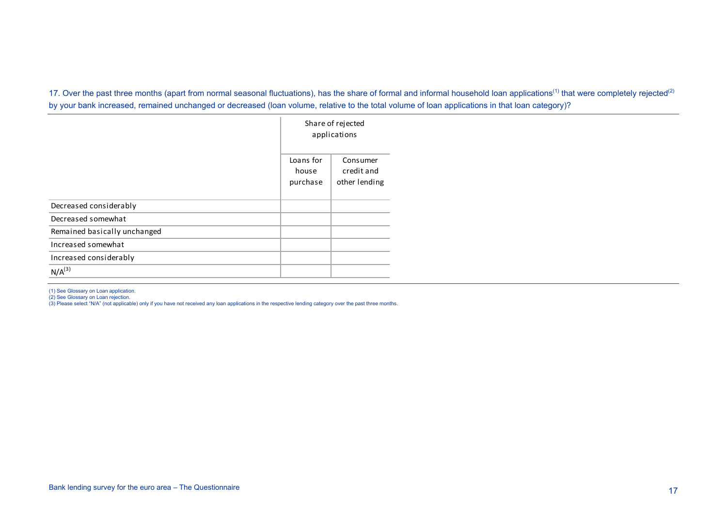17. Over the past three months (apart from normal seasonal fluctuations), has the share of formal and informal household loan applications[1] that were completely rejected[2] by your bank increased, remained unchanged or decreased (loan volume, relative to the total volume of loan applications in that loan category)?

| | Share of rejected applications | |
|---|---|---|
| | Loans for house purchase | Consumer credit and other lending |
| Decreased considerably | | |
| Decreased somewhat | | |
| Remained basically unchanged | | |
| Increased somewhat | | |
| Increased considerably | | |
| N/A[3] | | |

(1) See Glossary on Loan application.
(2) See Glossary on Loan rejection.
(3) Please select "N/A" (not applicable) only if you have not received any loan applications in the respective lending category over the past three months.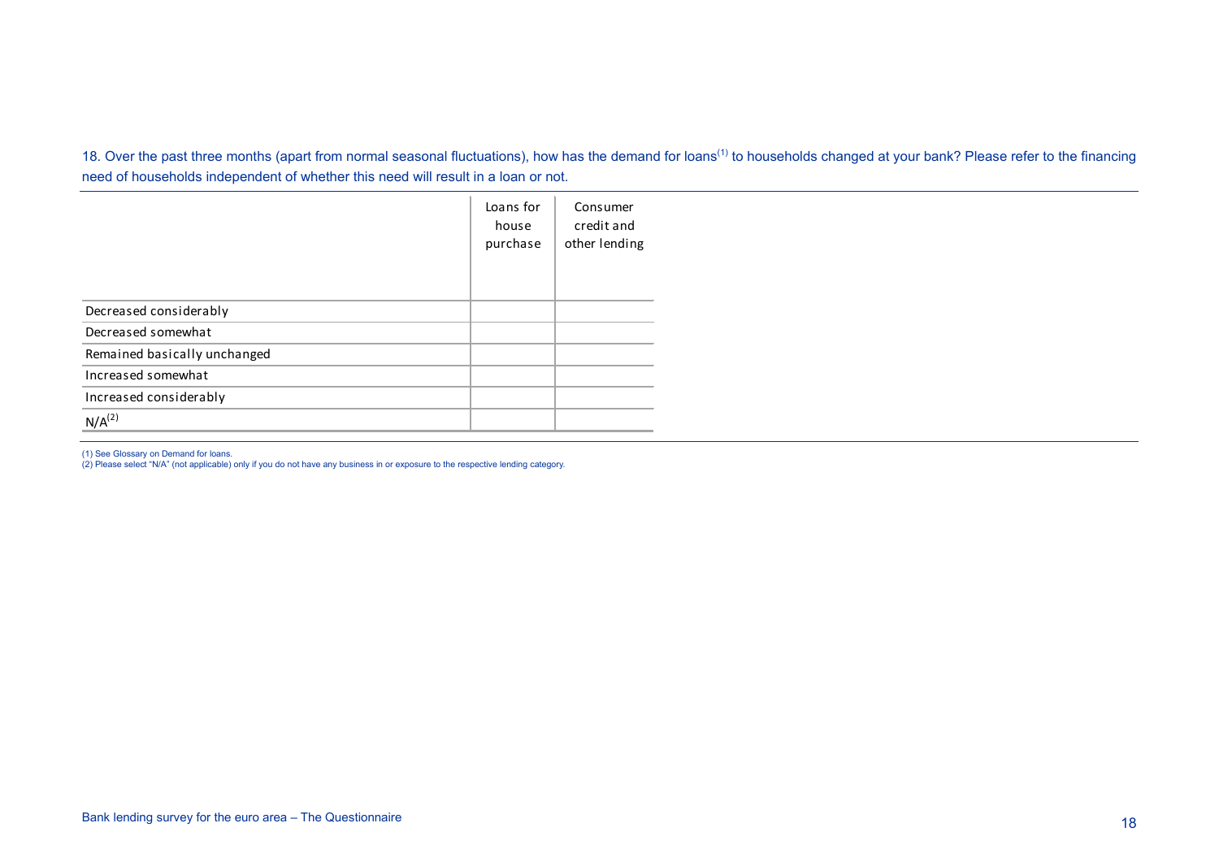18. Over the past three months (apart from normal seasonal fluctuations), how has the demand for loans[1] to households changed at your bank? Please refer to the financing need of households independent of whether this need will result in a loan or not.

| | Loans for house purchase | Consumer credit and other lending |
|---|---|---|
| Decreased considerably | | |
| Decreased somewhat | | |
| Remained basically unchanged | | |
| Increased somewhat | | |
| Increased considerably | | |
| N/A[2] | | |

(1) See Glossary on Demand for loans.
(2) Please select "N/A" (not applicable) only if you do not have any business in or exposure to the respective lending category.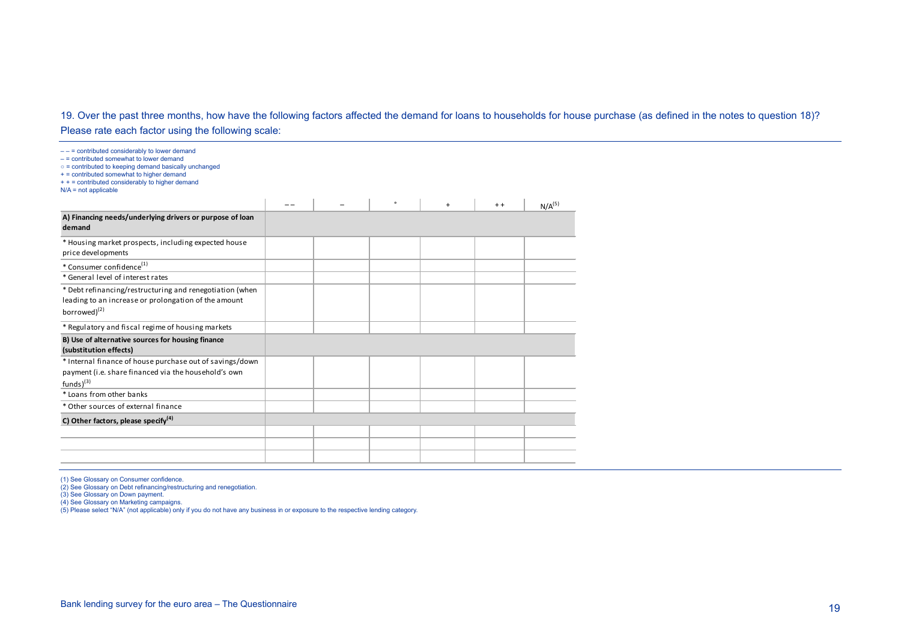19. Over the past three months, how have the following factors affected the demand for loans to households for house purchase (as defined in the notes to question 18)? Please rate each factor using the following scale:

– – = contributed considerably to lower demand
– = contributed somewhat to lower demand
○ = contributed to keeping demand basically unchanged
+ = contributed somewhat to higher demand
+ + = contributed considerably to higher demand
N/A = not applicable

| | – – | – | ° | + | + + | N/A[5] |
|---|---|---|---|---|---|---|
| **A) Financing needs/underlying drivers or purpose of loan demand** | | | | | | |
| * Housing market prospects, including expected house price developments | | | | | | |
| * Consumer confidence[1] | | | | | | |
| * General level of interest rates | | | | | | |
| * Debt refinancing/restructuring and renegotiation (when leading to an increase or prolongation of the amount borrowed)[2] | | | | | | |
| * Regulatory and fiscal regime of housing markets | | | | | | |
| **B) Use of alternative sources for housing finance (substitution effects)** | | | | | | |
| * Internal finance of house purchase out of savings/down payment (i.e. share financed via the household's own funds)[3] | | | | | | |
| * Loans from other banks | | | | | | |
| * Other sources of external finance | | | | | | |
| **C) Other factors, please specify[4]** | | | | | | |
| | | | | | | |
| | | | | | | |
| | | | | | | |

(1) See Glossary on Consumer confidence.
(2) See Glossary on Debt refinancing/restructuring and renegotiation.
(3) See Glossary on Down payment.
(4) See Glossary on Marketing campaigns.
(5) Please select "N/A" (not applicable) only if you do not have any business in or exposure to the respective lending category.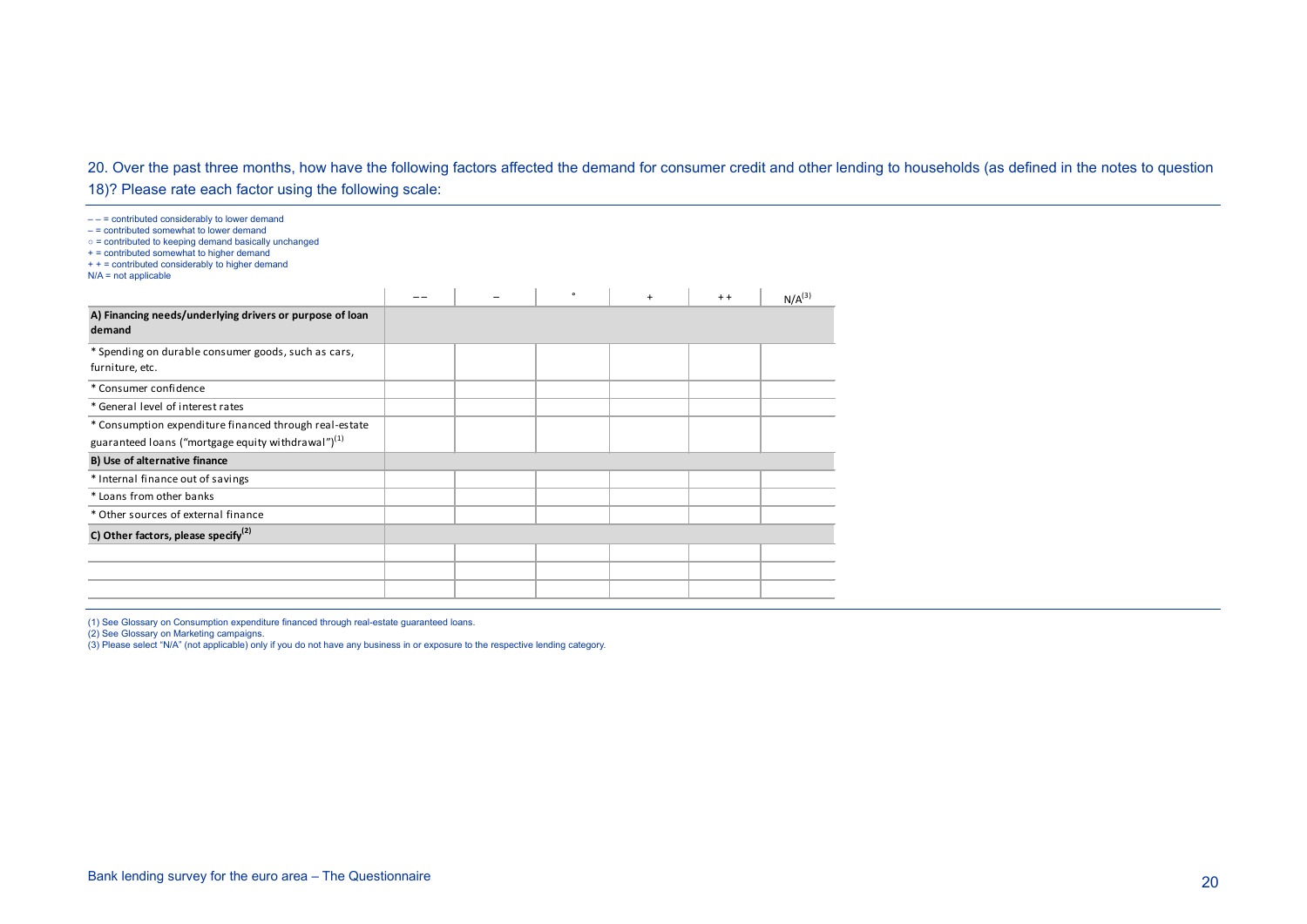20. Over the past three months, how have the following factors affected the demand for consumer credit and other lending to households (as defined in the notes to question 18)? Please rate each factor using the following scale:

– – = contributed considerably to lower demand
– = contributed somewhat to lower demand
○ = contributed to keeping demand basically unchanged
+ = contributed somewhat to higher demand
+ + = contributed considerably to higher demand
N/A = not applicable

| | – – | – | ° | + | + + | N/A[3] |
|---|---|---|---|---|---|---|
| **A) Financing needs/underlying drivers or purpose of loan demand** | | | | | | |
| * Spending on durable consumer goods, such as cars, furniture, etc. | | | | | | |
| * Consumer confidence | | | | | | |
| * General level of interest rates | | | | | | |
| * Consumption expenditure financed through real-estate guaranteed loans ("mortgage equity withdrawal")[1] | | | | | | |
| **B) Use of alternative finance** | | | | | | |
| * Internal finance out of savings | | | | | | |
| * Loans from other banks | | | | | | |
| * Other sources of external finance | | | | | | |
| **C) Other factors, please specify[2]** | | | | | | |
| | | | | | | |
| | | | | | | |
| | | | | | | |

(1) See Glossary on Consumption expenditure financed through real-estate guaranteed loans.
(2) See Glossary on Marketing campaigns.
(3) Please select "N/A" (not applicable) only if you do not have any business in or exposure to the respective lending category.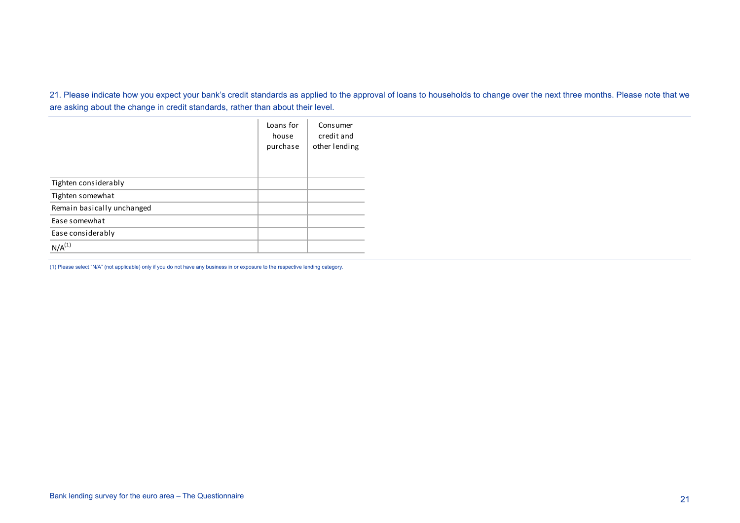21. Please indicate how you expect your bank's credit standards as applied to the approval of loans to households to change over the next three months. Please note that we are asking about the change in credit standards, rather than about their level.

| | Loans for house purchase | Consumer credit and other lending |
|---|---|---|
| Tighten considerably | | |
| Tighten somewhat | | |
| Remain basically unchanged | | |
| Ease somewhat | | |
| Ease considerably | | |
| N/A[(1)] | | |

(1) Please select "N/A" (not applicable) only if you do not have any business in or exposure to the respective lending category.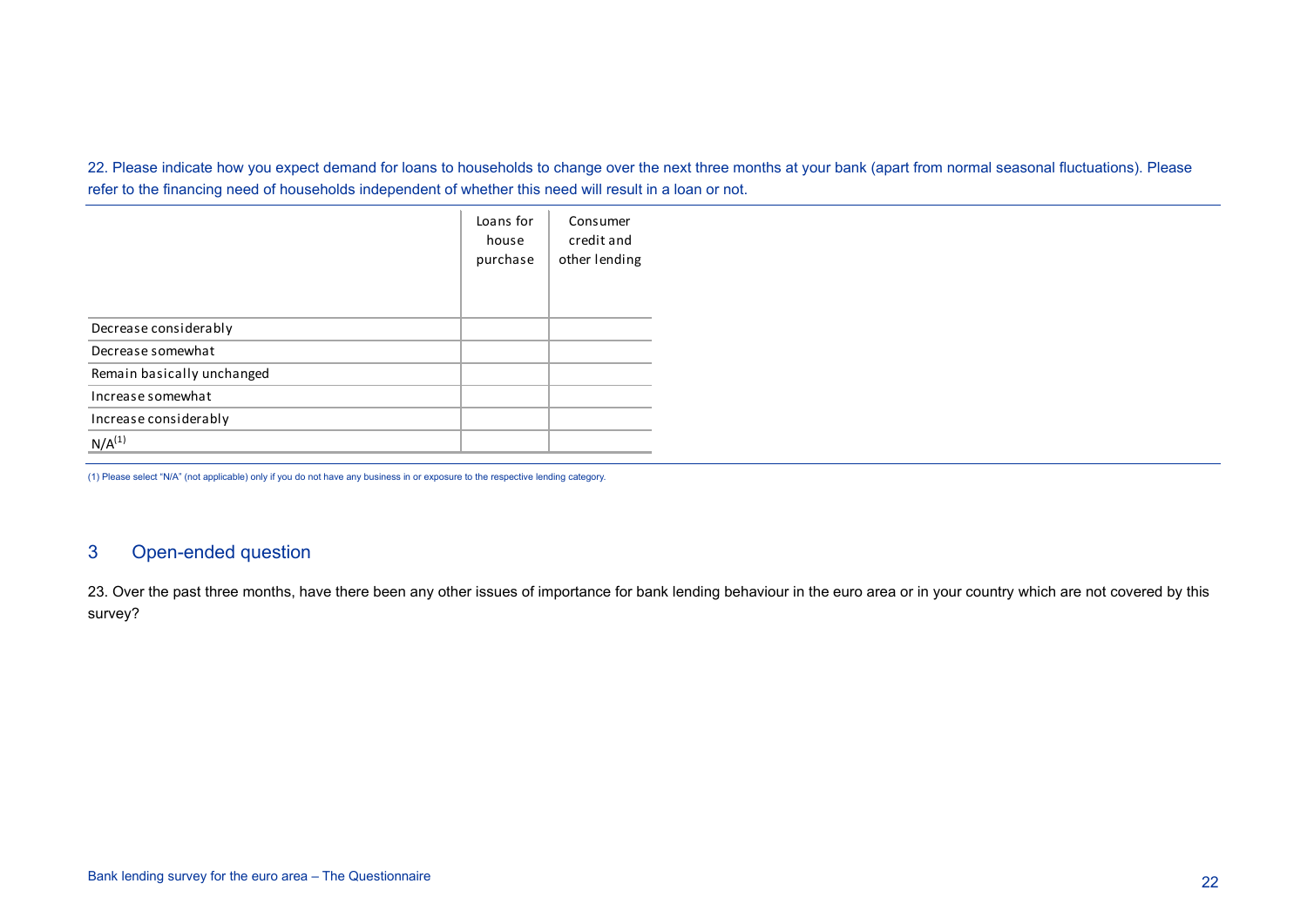22. Please indicate how you expect demand for loans to households to change over the next three months at your bank (apart from normal seasonal fluctuations). Please refer to the financing need of households independent of whether this need will result in a loan or not.

| | Loans for house purchase | Consumer credit and other lending |
|---|---|---|
| Decrease considerably | | |
| Decrease somewhat | | |
| Remain basically unchanged | | |
| Increase somewhat | | |
| Increase considerably | | |
| N/A[1] | | |

(1) Please select "N/A" (not applicable) only if you do not have any business in or exposure to the respective lending category.

## 3 Open-ended question

23. Over the past three months, have there been any other issues of importance for bank lending behaviour in the euro area or in your country which are not covered by this survey?